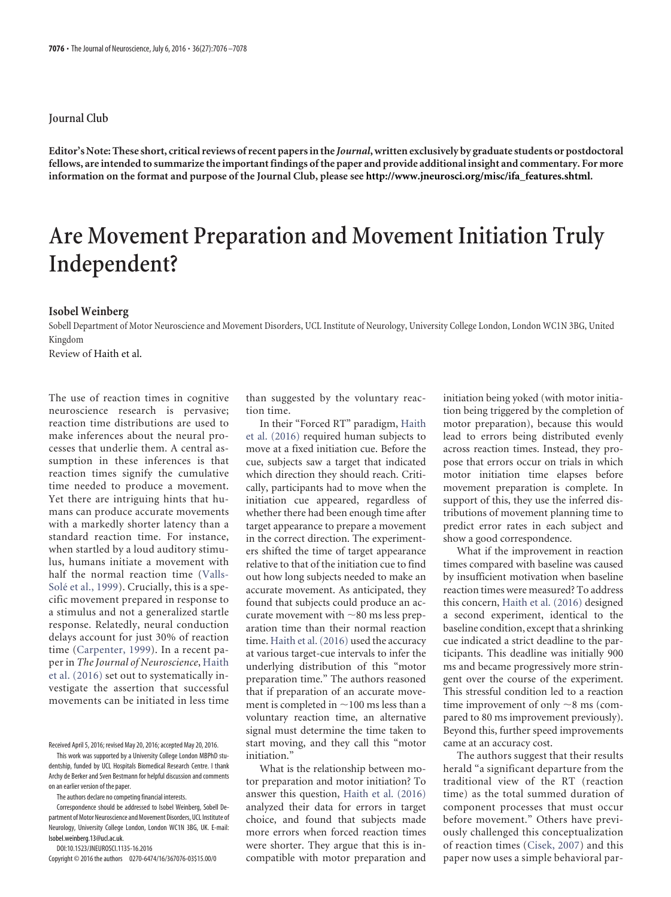Journal Club

**Editor's Note: These short, critical reviews of recent papers in the *Journal*, written exclusively by graduate students or postdoctoral fellows, are intended to summarize the important findings of the paper and provide additional insight and commentary. For more information on the format and purpose of the Journal Club, please see http://www.jneurosci.org/misc/ifa_features.shtml.**

# Are Movement Preparation and Movement Initiation Truly Independent?

**Isobel Weinberg**

Sobell Department of Motor Neuroscience and Movement Disorders, UCL Institute of Neurology, University College London, London WC1N 3BG, United Kingdom

Review of Haith et al.

The use of reaction times in cognitive neuroscience research is pervasive; reaction time distributions are used to make inferences about the neural processes that underlie them. A central assumption in these inferences is that reaction times signify the cumulative time needed to produce a movement. Yet there are intriguing hints that humans can produce accurate movements with a markedly shorter latency than a standard reaction time. For instance, when startled by a loud auditory stimulus, humans initiate a movement with half the normal reaction time (Valls-Solé et al., 1999). Crucially, this is a specific movement prepared in response to a stimulus and not a generalized startle response. Relatedly, neural conduction delays account for just 30% of reaction time (Carpenter, 1999). In a recent paper in *The Journal of Neuroscience*, Haith et al. (2016) set out to systematically investigate the assertion that successful movements can be initiated in less time than suggested by the voluntary reaction time.

In their "Forced RT" paradigm, Haith et al. (2016) required human subjects to move at a fixed initiation cue. Before the cue, subjects saw a target that indicated which direction they should reach. Critically, participants had to move when the initiation cue appeared, regardless of whether there had been enough time after target appearance to prepare a movement in the correct direction. The experimenters shifted the time of target appearance relative to that of the initiation cue to find out how long subjects needed to make an accurate movement. As anticipated, they found that subjects could produce an accurate movement with ~80 ms less preparation time than their normal reaction time. Haith et al. (2016) used the accuracy at various target-cue intervals to infer the underlying distribution of this "motor preparation time." The authors reasoned that if preparation of an accurate movement is completed in ~100 ms less than a voluntary reaction time, an alternative signal must determine the time taken to start moving, and they call this "motor initiation."

What is the relationship between motor preparation and motor initiation? To answer this question, Haith et al. (2016) analyzed their data for errors in target choice, and found that subjects made more errors when forced reaction times were shorter. They argue that this is incompatible with motor preparation and initiation being yoked (with motor initiation being triggered by the completion of motor preparation), because this would lead to errors being distributed evenly across reaction times. Instead, they propose that errors occur on trials in which motor initiation time elapses before movement preparation is complete. In support of this, they use the inferred distributions of movement planning time to predict error rates in each subject and show a good correspondence.

What if the improvement in reaction times compared with baseline was caused by insufficient motivation when baseline reaction times were measured? To address this concern, Haith et al. (2016) designed a second experiment, identical to the baseline condition, except that a shrinking cue indicated a strict deadline to the participants. This deadline was initially 900 ms and became progressively more stringent over the course of the experiment. This stressful condition led to a reaction time improvement of only ~8 ms (compared to 80 ms improvement previously). Beyond this, further speed improvements came at an accuracy cost.

The authors suggest that their results herald "a significant departure from the traditional view of the RT (reaction time) as the total summed duration of component processes that must occur before movement." Others have previously challenged this conceptualization of reaction times (Cisek, 2007) and this paper now uses a simple behavioral par-

Received April 5, 2016; revised May 20, 2016; accepted May 20, 2016.

This work was supported by a University College London MBPhD studentship, funded by UCL Hospitals Biomedical Research Centre. I thank Archy de Berker and Sven Bestmann for helpful discussion and comments on an earlier version of the paper.

The authors declare no competing financial interests.

Correspondence should be addressed to Isobel Weinberg, Sobell Department of Motor Neuroscience and Movement Disorders, UCL Institute of Neurology, University College London, London WC1N 3BG, UK. E-mail: Isobel.weinberg.13@ucl.ac.uk.

DOI:10.1523/JNEUROSCI.1135-16.2016

Copyright © 2016 the authors 0270-6474/16/367076-03$15.00/0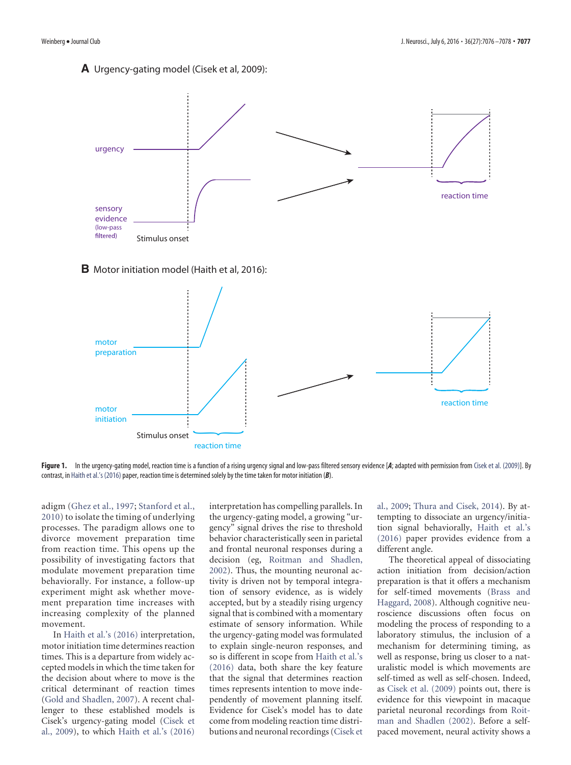**A** Urgency-gating model (Cisek et al, 2009):

**B** Motor initiation model (Haith et al, 2016):

**Figure 1.** In the urgency-gating model, reaction time is a function of a rising urgency signal and low-pass filtered sensory evidence [*A*; adapted with permission from Cisek et al. (2009)]. By contrast, in Haith et al.'s (2016) paper, reaction time is determined solely by the time taken for motor initiation (*B*).

adigm (Ghez et al., 1997; Stanford et al., 2010) to isolate the timing of underlying processes. The paradigm allows one to divorce movement preparation time from reaction time. This opens up the possibility of investigating factors that modulate movement preparation time behaviorally. For instance, a follow-up experiment might ask whether movement preparation time increases with increasing complexity of the planned movement.

In Haith et al.'s (2016) interpretation, motor initiation time determines reaction times. This is a departure from widely accepted models in which the time taken for the decision about where to move is the critical determinant of reaction times (Gold and Shadlen, 2007). A recent challenger to these established models is Cisek's urgency-gating model (Cisek et al., 2009), to which Haith et al.'s (2016) interpretation has compelling parallels. In the urgency-gating model, a growing "urgency" signal drives the rise to threshold behavior characteristically seen in parietal and frontal neuronal responses during a decision (eg, Roitman and Shadlen, 2002). Thus, the mounting neuronal activity is driven not by temporal integration of sensory evidence, as is widely accepted, but by a steadily rising urgency signal that is combined with a momentary estimate of sensory information. While the urgency-gating model was formulated to explain single-neuron responses, and so is different in scope from Haith et al.'s (2016) data, both share the key feature that the signal that determines reaction times represents intention to move independently of movement planning itself. Evidence for Cisek's model has to date come from modeling reaction time distributions and neuronal recordings (Cisek et al., 2009; Thura and Cisek, 2014). By attempting to dissociate an urgency/initiation signal behaviorally, Haith et al.'s (2016) paper provides evidence from a different angle.

The theoretical appeal of dissociating action initiation from decision/action preparation is that it offers a mechanism for self-timed movements (Brass and Haggard, 2008). Although cognitive neuroscience discussions often focus on modeling the process of responding to a laboratory stimulus, the inclusion of a mechanism for determining timing, as well as response, bring us closer to a naturalistic model is which movements are self-timed as well as self-chosen. Indeed, as Cisek et al. (2009) points out, there is evidence for this viewpoint in macaque parietal neuronal recordings from Roitman and Shadlen (2002). Before a self-paced movement, neural activity shows a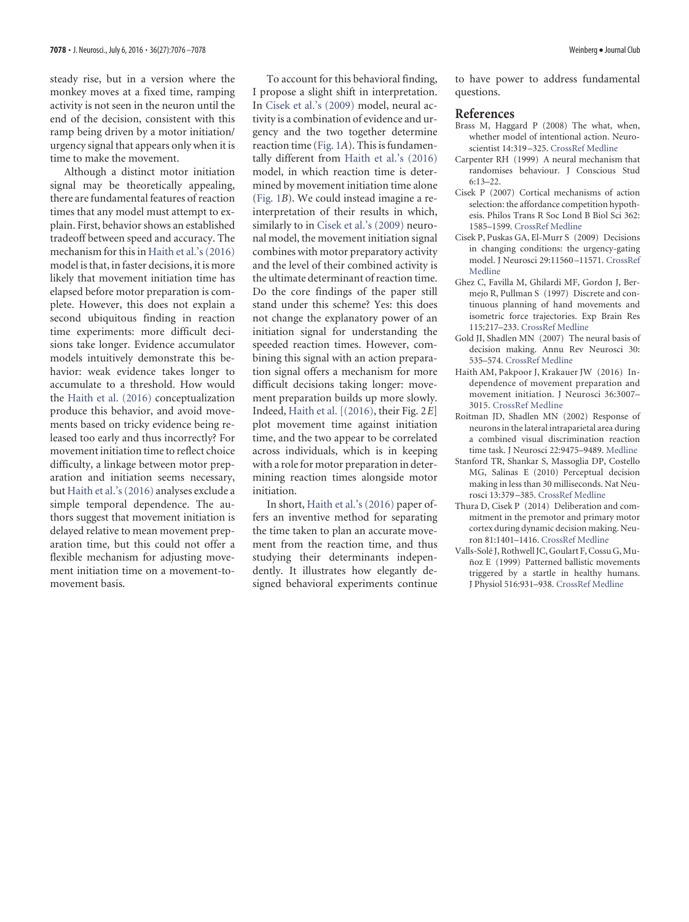steady rise, but in a version where the monkey moves at a fixed time, ramping activity is not seen in the neuron until the end of the decision, consistent with this ramp being driven by a motor initiation/urgency signal that appears only when it is time to make the movement.

Although a distinct motor initiation signal may be theoretically appealing, there are fundamental features of reaction times that any model must attempt to explain. First, behavior shows an established tradeoff between speed and accuracy. The mechanism for this in Haith et al.'s (2016) model is that, in faster decisions, it is more likely that movement initiation time has elapsed before motor preparation is complete. However, this does not explain a second ubiquitous finding in reaction time experiments: more difficult decisions take longer. Evidence accumulator models intuitively demonstrate this behavior: weak evidence takes longer to accumulate to a threshold. How would the Haith et al. (2016) conceptualization produce this behavior, and avoid movements based on tricky evidence being released too early and thus incorrectly? For movement initiation time to reflect choice difficulty, a linkage between motor preparation and initiation seems necessary, but Haith et al.'s (2016) analyses exclude a simple temporal dependence. The authors suggest that movement initiation is delayed relative to mean movement preparation time, but this could not offer a flexible mechanism for adjusting movement initiation time on a movement-to-movement basis.

To account for this behavioral finding, I propose a slight shift in interpretation. In Cisek et al.'s (2009) model, neural activity is a combination of evidence and urgency and the two together determine reaction time (Fig. 1*A*). This is fundamentally different from Haith et al.'s (2016) model, in which reaction time is determined by movement initiation time alone (Fig. 1*B*). We could instead imagine a reinterpretation of their results in which, similarly to in Cisek et al.'s (2009) neuronal model, the movement initiation signal combines with motor preparatory activity and the level of their combined activity is the ultimate determinant of reaction time. Do the core findings of the paper still stand under this scheme? Yes: this does not change the explanatory power of an initiation signal for understanding the speeded reaction times. However, combining this signal with an action preparation signal offers a mechanism for more difficult decisions taking longer: movement preparation builds up more slowly. Indeed, Haith et al. [(2016), their Fig. 2*E*] plot movement time against initiation time, and the two appear to be correlated across individuals, which is in keeping with a role for motor preparation in determining reaction times alongside motor initiation.

In short, Haith et al.'s (2016) paper offers an inventive method for separating the time taken to plan an accurate movement from the reaction time, and thus studying their determinants independently. It illustrates how elegantly designed behavioral experiments continue to have power to address fundamental questions.

## References

Brass M, Haggard P (2008) The what, when, whether model of intentional action. Neuroscientist 14:319–325. CrossRef Medline

Carpenter RH (1999) A neural mechanism that randomises behaviour. J Conscious Stud 6:13–22.

Cisek P (2007) Cortical mechanisms of action selection: the affordance competition hypothesis. Philos Trans R Soc Lond B Biol Sci 362: 1585–1599. CrossRef Medline

Cisek P, Puskas GA, El-Murr S (2009) Decisions in changing conditions: the urgency-gating model. J Neurosci 29:11560–11571. CrossRef Medline

Ghez C, Favilla M, Ghilardi MF, Gordon J, Bermejo R, Pullman S (1997) Discrete and continuous planning of hand movements and isometric force trajectories. Exp Brain Res 115:217–233. CrossRef Medline

Gold JI, Shadlen MN (2007) The neural basis of decision making. Annu Rev Neurosci 30: 535–574. CrossRef Medline

Haith AM, Pakpoor J, Krakauer JW (2016) Independence of movement preparation and movement initiation. J Neurosci 36:3007–3015. CrossRef Medline

Roitman JD, Shadlen MN (2002) Response of neurons in the lateral intraparietal area during a combined visual discrimination reaction time task. J Neurosci 22:9475–9489. Medline

Stanford TR, Shankar S, Massoglia DP, Costello MG, Salinas E (2010) Perceptual decision making in less than 30 milliseconds. Nat Neurosci 13:379–385. CrossRef Medline

Thura D, Cisek P (2014) Deliberation and commitment in the premotor and primary motor cortex during dynamic decision making. Neuron 81:1401–1416. CrossRef Medline

Valls-Solé J, Rothwell JC, Goulart F, Cossu G, Muñoz E (1999) Patterned ballistic movements triggered by a startle in healthy humans. J Physiol 516:931–938. CrossRef Medline